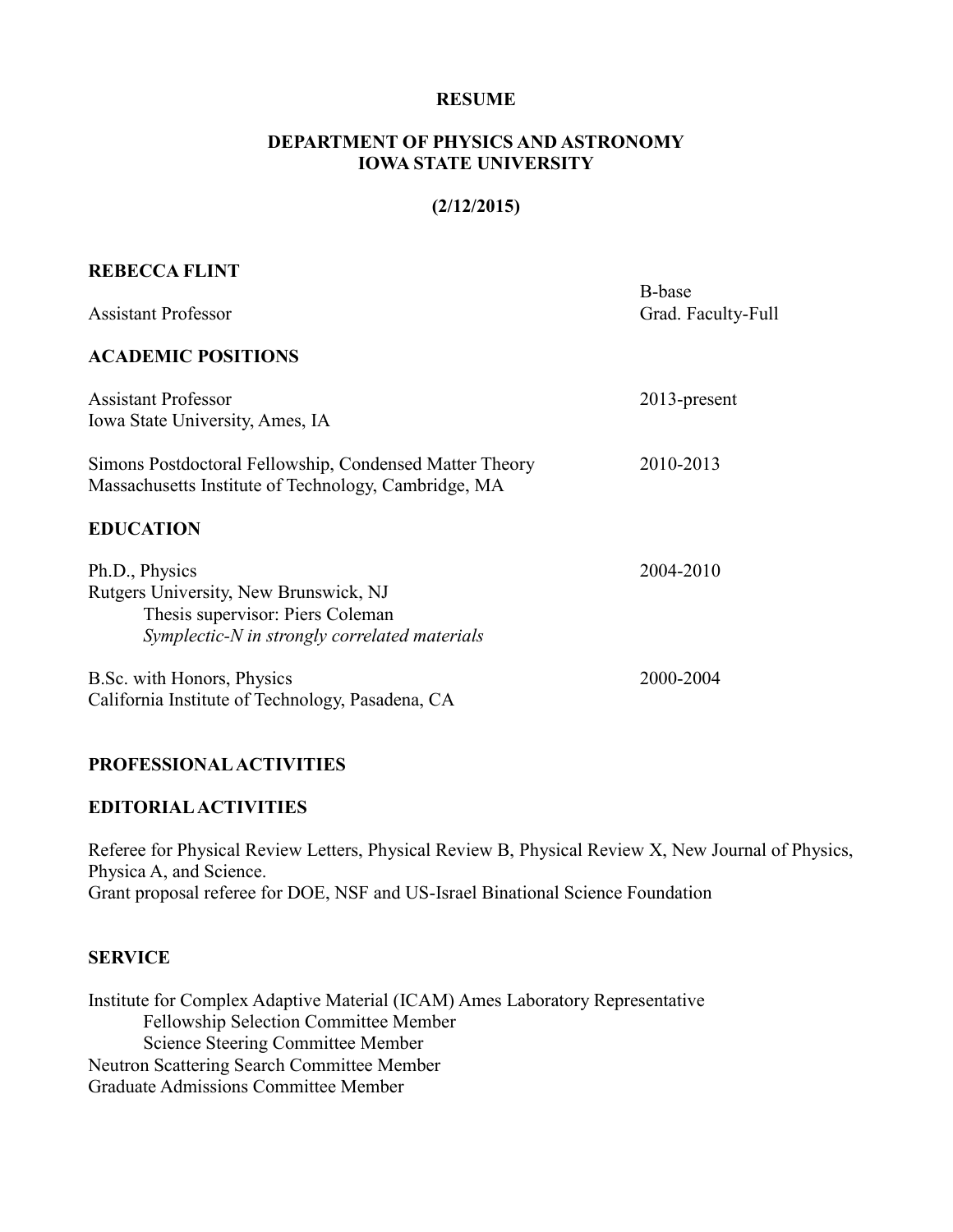**RESUME**

**DEPARTMENT OF PHYSICS AND ASTRONOMY**
**IOWA STATE UNIVERSITY**

**(2/12/2015)**

**REBECCA FLINT**

Assistant Professor — B-base, Grad. Faculty-Full

## ACADEMIC POSITIONS

Assistant Professor — 2013-present
Iowa State University, Ames, IA

Simons Postdoctoral Fellowship, Condensed Matter Theory — 2010-2013
Massachusetts Institute of Technology, Cambridge, MA

## EDUCATION

Ph.D., Physics — 2004-2010
Rutgers University, New Brunswick, NJ
Thesis supervisor: Piers Coleman
*Symplectic-N in strongly correlated materials*

B.Sc. with Honors, Physics — 2000-2004
California Institute of Technology, Pasadena, CA

## PROFESSIONAL ACTIVITIES

## EDITORIAL ACTIVITIES

Referee for Physical Review Letters, Physical Review B, Physical Review X, New Journal of Physics, Physica A, and Science.
Grant proposal referee for DOE, NSF and US-Israel Binational Science Foundation

## SERVICE

Institute for Complex Adaptive Material (ICAM) Ames Laboratory Representative
- Fellowship Selection Committee Member
- Science Steering Committee Member

Neutron Scattering Search Committee Member
Graduate Admissions Committee Member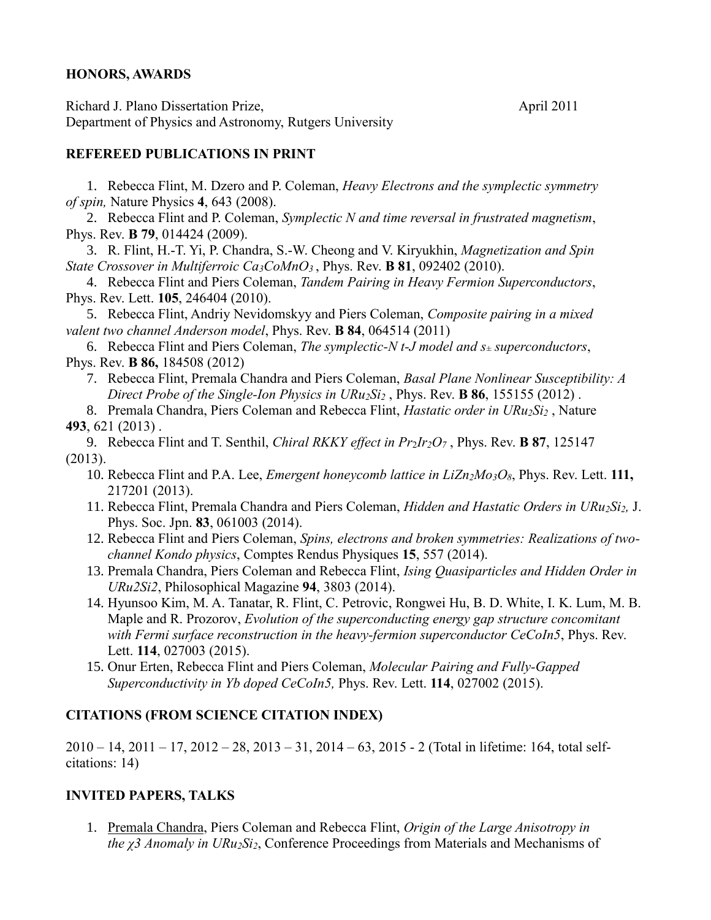## HONORS, AWARDS

Richard J. Plano Dissertation Prize, April 2011
Department of Physics and Astronomy, Rutgers University

## REFEREED PUBLICATIONS IN PRINT

1. Rebecca Flint, M. Dzero and P. Coleman, *Heavy Electrons and the symplectic symmetry of spin,* Nature Physics **4**, 643 (2008).
2. Rebecca Flint and P. Coleman, *Symplectic N and time reversal in frustrated magnetism*, Phys. Rev. **B 79**, 014424 (2009).
3. R. Flint, H.-T. Yi, P. Chandra, S.-W. Cheong and V. Kiryukhin, *Magnetization and Spin State Crossover in Multiferroic $Ca_3CoMnO_3$* , Phys. Rev. **B 81**, 092402 (2010).
4. Rebecca Flint and Piers Coleman, *Tandem Pairing in Heavy Fermion Superconductors*, Phys. Rev. Lett. **105**, 246404 (2010).
5. Rebecca Flint, Andriy Nevidomskyy and Piers Coleman, *Composite pairing in a mixed valent two channel Anderson model*, Phys. Rev. **B 84**, 064514 (2011)
6. Rebecca Flint and Piers Coleman, *The symplectic-N t-J model and $s_\pm$ superconductors*, Phys. Rev. **B 86,** 184508 (2012)
7. Rebecca Flint, Premala Chandra and Piers Coleman, *Basal Plane Nonlinear Susceptibility: A Direct Probe of the Single-Ion Physics in $URu_2Si_2$* , Phys. Rev. **B 86**, 155155 (2012) .
8. Premala Chandra, Piers Coleman and Rebecca Flint, *Hastatic order in $URu_2Si_2$* , Nature **493**, 621 (2013) .
9. Rebecca Flint and T. Senthil, *Chiral RKKY effect in $Pr_2Ir_2O_7$* , Phys. Rev. **B 87**, 125147 (2013).
10. Rebecca Flint and P.A. Lee, *Emergent honeycomb lattice in $LiZn_2Mo_3O_8$*, Phys. Rev. Lett. **111,** 217201 (2013).
11. Rebecca Flint, Premala Chandra and Piers Coleman, *Hidden and Hastatic Orders in $URu_2Si_2$,* J. Phys. Soc. Jpn. **83**, 061003 (2014).
12. Rebecca Flint and Piers Coleman, *Spins, electrons and broken symmetries: Realizations of two-channel Kondo physics*, Comptes Rendus Physiques **15**, 557 (2014).
13. Premala Chandra, Piers Coleman and Rebecca Flint, *Ising Quasiparticles and Hidden Order in URu2Si2*, Philosophical Magazine **94**, 3803 (2014).
14. Hyunsoo Kim, M. A. Tanatar, R. Flint, C. Petrovic, Rongwei Hu, B. D. White, I. K. Lum, M. B. Maple and R. Prozorov, *Evolution of the superconducting energy gap structure concomitant with Fermi surface reconstruction in the heavy-fermion superconductor CeCoIn5*, Phys. Rev. Lett. **114**, 027003 (2015).
15. Onur Erten, Rebecca Flint and Piers Coleman, *Molecular Pairing and Fully-Gapped Superconductivity in Yb doped CeCoIn5,* Phys. Rev. Lett. **114**, 027002 (2015).

## CITATIONS (FROM SCIENCE CITATION INDEX)

2010 – 14, 2011 – 17, 2012 – 28, 2013 – 31, 2014 – 63, 2015 - 2 (Total in lifetime: 164, total self-citations: 14)

## INVITED PAPERS, TALKS

1. Premala Chandra, Piers Coleman and Rebecca Flint, *Origin of the Large Anisotropy in the $\chi 3$ Anomaly in $URu_2Si_2$*, Conference Proceedings from Materials and Mechanisms of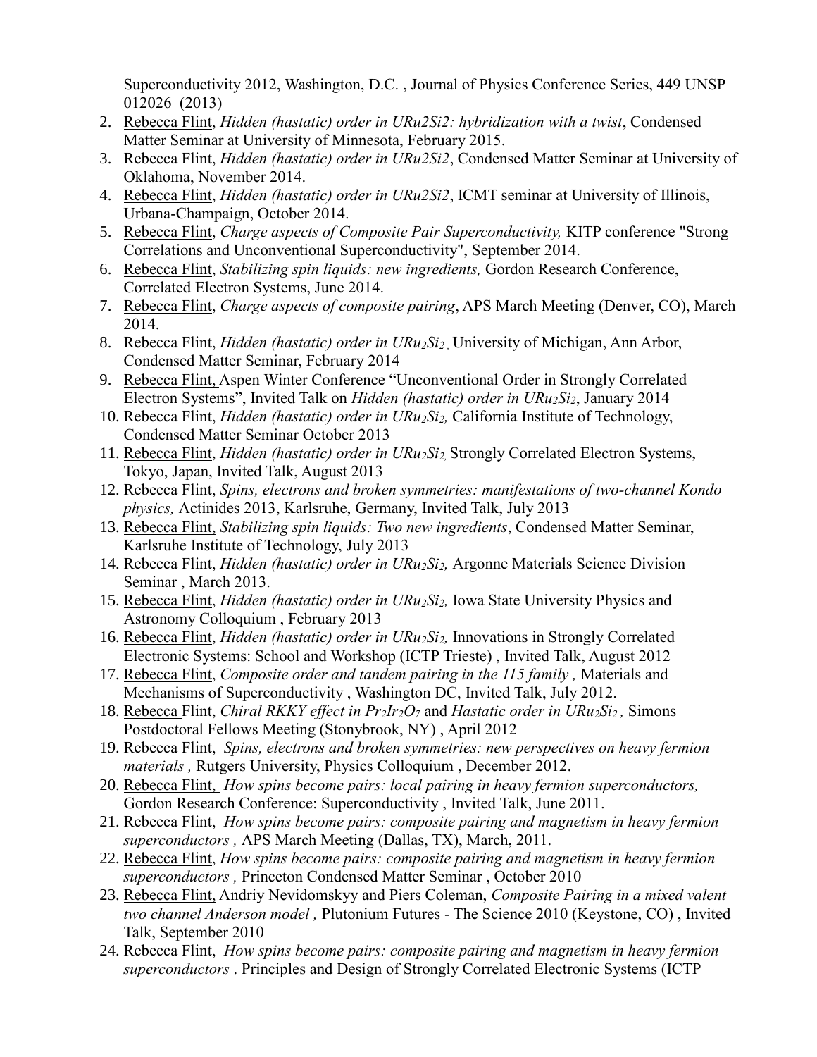Superconductivity 2012, Washington, D.C. , Journal of Physics Conference Series, 449 UNSP 012026 (2013)

2. Rebecca Flint, *Hidden (hastatic) order in URu2Si2: hybridization with a twist*, Condensed Matter Seminar at University of Minnesota, February 2015.
3. Rebecca Flint, *Hidden (hastatic) order in URu2Si2*, Condensed Matter Seminar at University of Oklahoma, November 2014.
4. Rebecca Flint, *Hidden (hastatic) order in URu2Si2*, ICMT seminar at University of Illinois, Urbana-Champaign, October 2014.
5. Rebecca Flint, *Charge aspects of Composite Pair Superconductivity,* KITP conference "Strong Correlations and Unconventional Superconductivity", September 2014.
6. Rebecca Flint, *Stabilizing spin liquids: new ingredients,* Gordon Research Conference, Correlated Electron Systems, June 2014.
7. Rebecca Flint, *Charge aspects of composite pairing*, APS March Meeting (Denver, CO), March 2014.
8. Rebecca Flint, *Hidden (hastatic) order in $URu_2Si_2$* , University of Michigan, Ann Arbor, Condensed Matter Seminar, February 2014
9. Rebecca Flint, Aspen Winter Conference "Unconventional Order in Strongly Correlated Electron Systems", Invited Talk on *Hidden (hastatic) order in $URu_2Si_2$*, January 2014
10. Rebecca Flint, *Hidden (hastatic) order in $URu_2Si_2$,* California Institute of Technology, Condensed Matter Seminar October 2013
11. Rebecca Flint, *Hidden (hastatic) order in $URu_2Si_2$,* Strongly Correlated Electron Systems, Tokyo, Japan, Invited Talk, August 2013
12. Rebecca Flint, *Spins, electrons and broken symmetries: manifestations of two-channel Kondo physics,* Actinides 2013, Karlsruhe, Germany, Invited Talk, July 2013
13. Rebecca Flint, *Stabilizing spin liquids: Two new ingredients*, Condensed Matter Seminar, Karlsruhe Institute of Technology, July 2013
14. Rebecca Flint, *Hidden (hastatic) order in $URu_2Si_2$,* Argonne Materials Science Division Seminar , March 2013.
15. Rebecca Flint, *Hidden (hastatic) order in $URu_2Si_2$,* Iowa State University Physics and Astronomy Colloquium , February 2013
16. Rebecca Flint, *Hidden (hastatic) order in $URu_2Si_2$,* Innovations in Strongly Correlated Electronic Systems: School and Workshop (ICTP Trieste) , Invited Talk, August 2012
17. Rebecca Flint, *Composite order and tandem pairing in the 115 family ,* Materials and Mechanisms of Superconductivity , Washington DC, Invited Talk, July 2012.
18. Rebecca Flint, *Chiral RKKY effect in $Pr_2Ir_2O_7$* and *Hastatic order in $URu_2Si_2$ ,* Simons Postdoctoral Fellows Meeting (Stonybrook, NY) , April 2012
19. Rebecca Flint, *Spins, electrons and broken symmetries: new perspectives on heavy fermion materials ,* Rutgers University, Physics Colloquium , December 2012.
20. Rebecca Flint, *How spins become pairs: local pairing in heavy fermion superconductors,* Gordon Research Conference: Superconductivity , Invited Talk, June 2011.
21. Rebecca Flint, *How spins become pairs: composite pairing and magnetism in heavy fermion superconductors ,* APS March Meeting (Dallas, TX), March, 2011.
22. Rebecca Flint, *How spins become pairs: composite pairing and magnetism in heavy fermion superconductors ,* Princeton Condensed Matter Seminar , October 2010
23. Rebecca Flint, Andriy Nevidomskyy and Piers Coleman, *Composite Pairing in a mixed valent two channel Anderson model ,* Plutonium Futures - The Science 2010 (Keystone, CO) , Invited Talk, September 2010
24. Rebecca Flint, *How spins become pairs: composite pairing and magnetism in heavy fermion superconductors* . Principles and Design of Strongly Correlated Electronic Systems (ICTP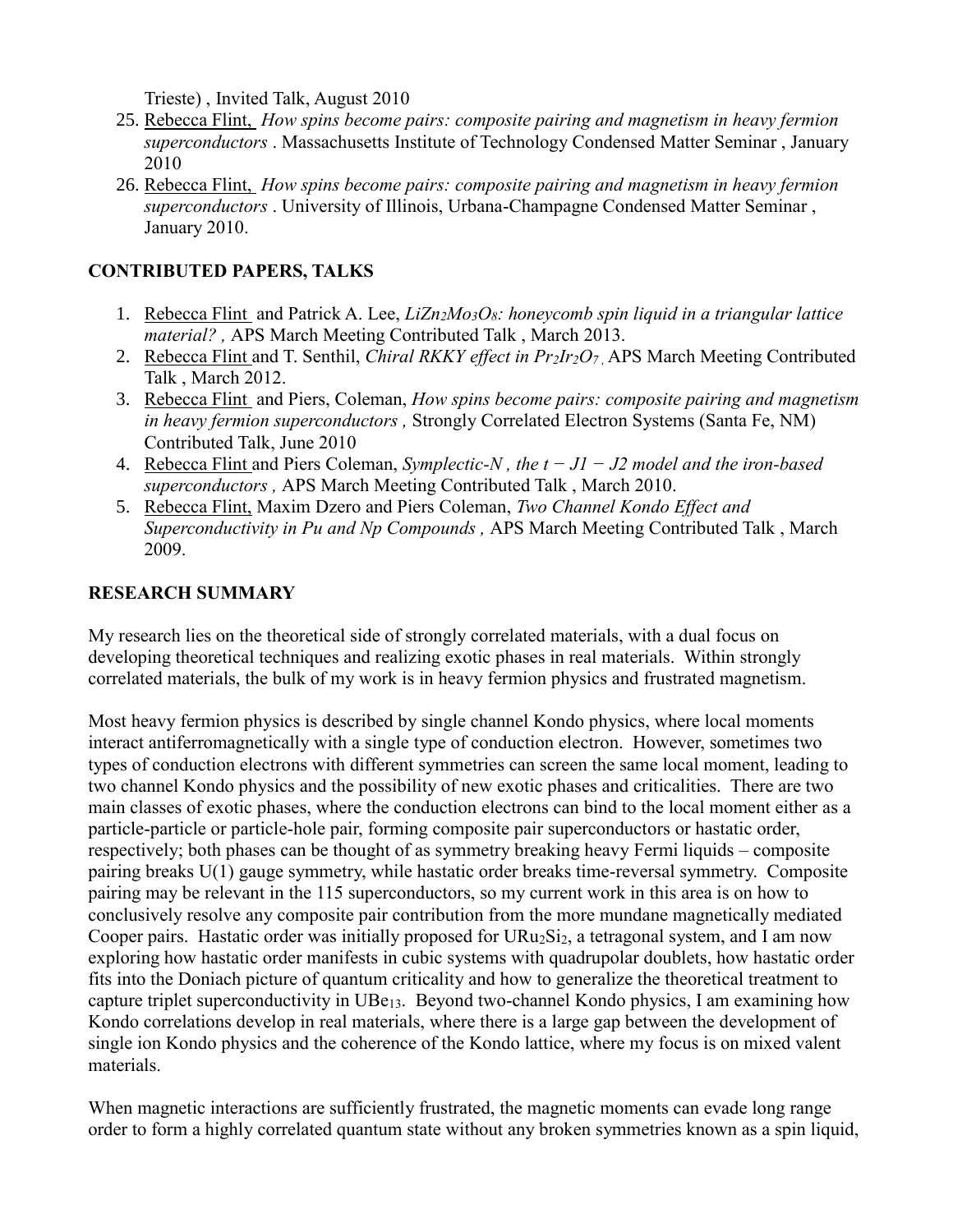Trieste) , Invited Talk, August 2010

25. Rebecca Flint, *How spins become pairs: composite pairing and magnetism in heavy fermion superconductors* . Massachusetts Institute of Technology Condensed Matter Seminar , January 2010
26. Rebecca Flint, *How spins become pairs: composite pairing and magnetism in heavy fermion superconductors* . University of Illinois, Urbana-Champagne Condensed Matter Seminar , January 2010.

## CONTRIBUTED PAPERS, TALKS

1. Rebecca Flint and Patrick A. Lee, *$LiZn_2Mo_3O_8$: honeycomb spin liquid in a triangular lattice material? ,* APS March Meeting Contributed Talk , March 2013.
2. Rebecca Flint and T. Senthil, *Chiral RKKY effect in $Pr_2Ir_2O_7$ ,* APS March Meeting Contributed Talk , March 2012.
3. Rebecca Flint and Piers, Coleman, *How spins become pairs: composite pairing and magnetism in heavy fermion superconductors ,* Strongly Correlated Electron Systems (Santa Fe, NM) Contributed Talk, June 2010
4. Rebecca Flint and Piers Coleman, *Symplectic-N , the $t - J1 - J2$ model and the iron-based superconductors ,* APS March Meeting Contributed Talk , March 2010.
5. Rebecca Flint, Maxim Dzero and Piers Coleman, *Two Channel Kondo Effect and Superconductivity in Pu and Np Compounds ,* APS March Meeting Contributed Talk , March 2009.

## RESEARCH SUMMARY

My research lies on the theoretical side of strongly correlated materials, with a dual focus on developing theoretical techniques and realizing exotic phases in real materials. Within strongly correlated materials, the bulk of my work is in heavy fermion physics and frustrated magnetism.

Most heavy fermion physics is described by single channel Kondo physics, where local moments interact antiferromagnetically with a single type of conduction electron. However, sometimes two types of conduction electrons with different symmetries can screen the same local moment, leading to two channel Kondo physics and the possibility of new exotic phases and criticalities. There are two main classes of exotic phases, where the conduction electrons can bind to the local moment either as a particle-particle or particle-hole pair, forming composite pair superconductors or hastatic order, respectively; both phases can be thought of as symmetry breaking heavy Fermi liquids – composite pairing breaks U(1) gauge symmetry, while hastatic order breaks time-reversal symmetry. Composite pairing may be relevant in the 115 superconductors, so my current work in this area is on how to conclusively resolve any composite pair contribution from the more mundane magnetically mediated Cooper pairs. Hastatic order was initially proposed for $URu_2Si_2$, a tetragonal system, and I am now exploring how hastatic order manifests in cubic systems with quadrupolar doublets, how hastatic order fits into the Doniach picture of quantum criticality and how to generalize the theoretical treatment to capture triplet superconductivity in $UBe_{13}$. Beyond two-channel Kondo physics, I am examining how Kondo correlations develop in real materials, where there is a large gap between the development of single ion Kondo physics and the coherence of the Kondo lattice, where my focus is on mixed valent materials.

When magnetic interactions are sufficiently frustrated, the magnetic moments can evade long range order to form a highly correlated quantum state without any broken symmetries known as a spin liquid,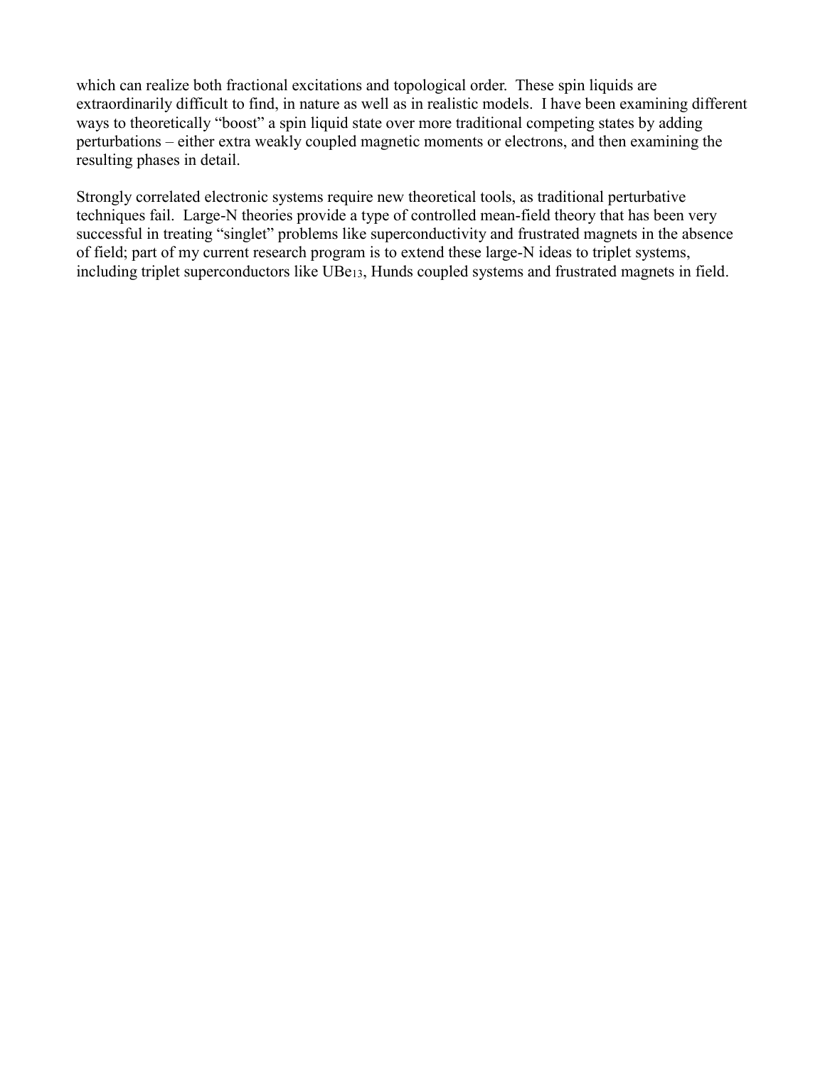which can realize both fractional excitations and topological order. These spin liquids are extraordinarily difficult to find, in nature as well as in realistic models. I have been examining different ways to theoretically "boost" a spin liquid state over more traditional competing states by adding perturbations – either extra weakly coupled magnetic moments or electrons, and then examining the resulting phases in detail.

Strongly correlated electronic systems require new theoretical tools, as traditional perturbative techniques fail. Large-N theories provide a type of controlled mean-field theory that has been very successful in treating "singlet" problems like superconductivity and frustrated magnets in the absence of field; part of my current research program is to extend these large-N ideas to triplet systems, including triplet superconductors like $UBe_{13}$, Hunds coupled systems and frustrated magnets in field.